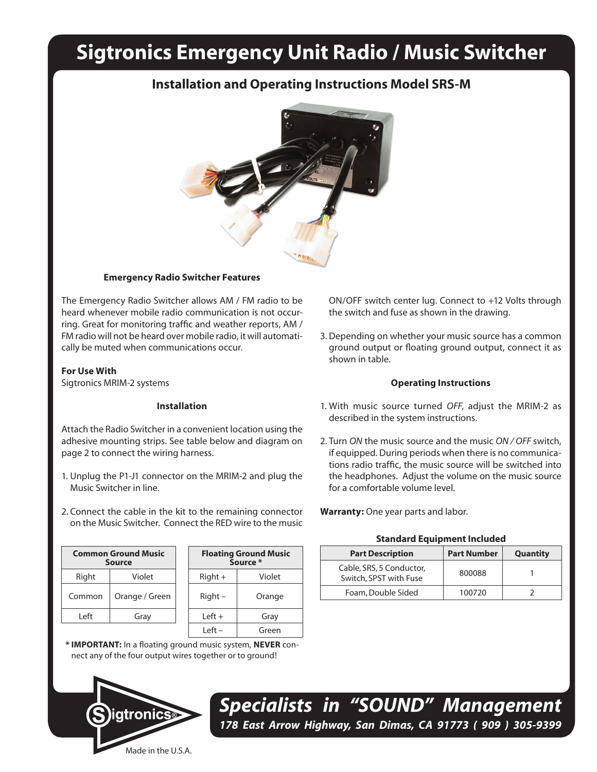# Sigtronics Emergency Unit Radio / Music Switcher

## Installation and Operating Instructions Model SRS-M

### Emergency Radio Switcher Features

The Emergency Radio Switcher allows AM / FM radio to be heard whenever mobile radio communication is not occurring. Great for monitoring traffic and weather reports, AM / FM radio will not be heard over mobile radio, it will automatically be muted when communications occur.

**For Use With**
Sigtronics MRIM-2 systems

### Installation

Attach the Radio Switcher in a convenient location using the adhesive mounting strips. See table below and diagram on page 2 to connect the wiring harness.

1. Unplug the P1-J1 connector on the MRIM-2 and plug the Music Switcher in line.

2. Connect the cable in the kit to the remaining connector on the Music Switcher. Connect the RED wire to the music ON/OFF switch center lug. Connect to +12 Volts through the switch and fuse as shown in the drawing.

3. Depending on whether your music source has a common ground output or floating ground output, connect it as shown in table.

| Common Ground Music Source | |
|---|---|
| Right | Violet |
| Common | Orange / Green |
| Left | Gray |

| Floating Ground Music Source * | |
|---|---|
| Right + | Violet |
| Right – | Orange |
| Left + | Gray |
| Left – | Green |

\* **IMPORTANT:** In a floating ground music system, **NEVER** connect any of the four output wires together or to ground!

### Operating Instructions

1. With music source turned *OFF*, adjust the MRIM-2 as described in the system instructions.

2. Turn *ON* the music source and the music *ON / OFF* switch, if equipped. During periods when there is no communications radio traffic, the music source will be switched into the headphones. Adjust the volume on the music source for a comfortable volume level.

**Warranty:** One year parts and labor.

### Standard Equipment Included

| Part Description | Part Number | Quantity |
|---|---|---|
| Cable, SRS, 5 Conductor, Switch, SPST with Fuse | 800088 | 1 |
| Foam, Double Sided | 100720 | 2 |

Sigtronics®

Made in the U.S.A.

***Specialists in "SOUND" Management***

***178 East Arrow Highway, San Dimas, CA 91773 ( 909 ) 305-9399***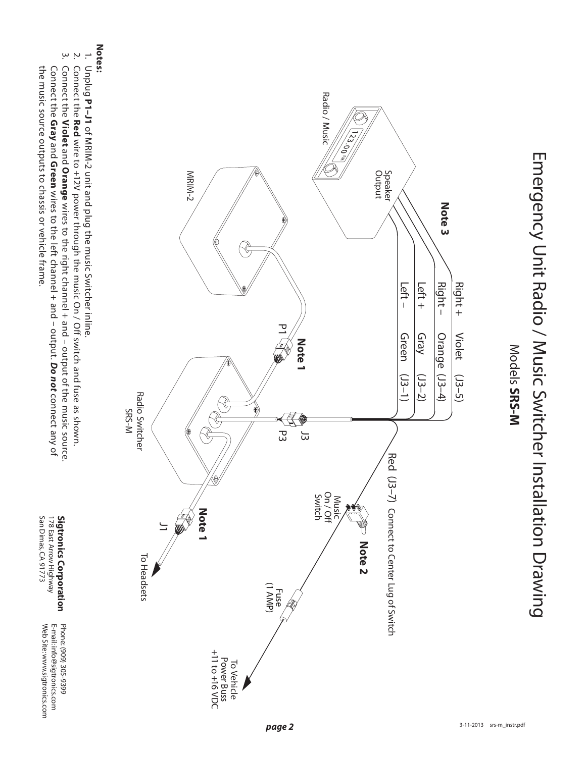# Emergency Unit Radio / Music Switcher Installation Drawing

Models **SRS-M**

Radio / Music

123.00 FM

Speaker Output

**Note 3**

Right + Violet (J3–5)

Right – Orange (J3–4)

Left + Gray (J3–2)

Left – Green (J3–1)

MRIM-2

**Note 1**

P1

J3

P3

Radio Switcher SRS-M

Red (J3–7) Connect to Center Lug of Switch

Music On / Off Switch

**Note 2**

Fuse (1 AMP)

To Vehicle Power Buss +11 to +16 VDC

**Note 1**

J1

To Headsets

**Notes:**

1. Unplug **P1–J1** of MRIM-2 unit and plug the music Switcher inline.
2. Connect the **Red** wire to +12V power through the music On / Off switch and fuse as shown.
3. Connect the **Violet** and **Orange** wires to the right channel + and – output of the music source. Connect the **Gray** and **Green** wires to the left channel + and – output. ***Do not*** connect any of the music source outputs to chassis or vehicle frame.

**Sigtronics Corporation**
178 East Arrow Highway
San Dimas, CA 91773

Phone: (909) 305-9399
E-mail: info@sigtronics.com
Web Site: www.sigtronics.com